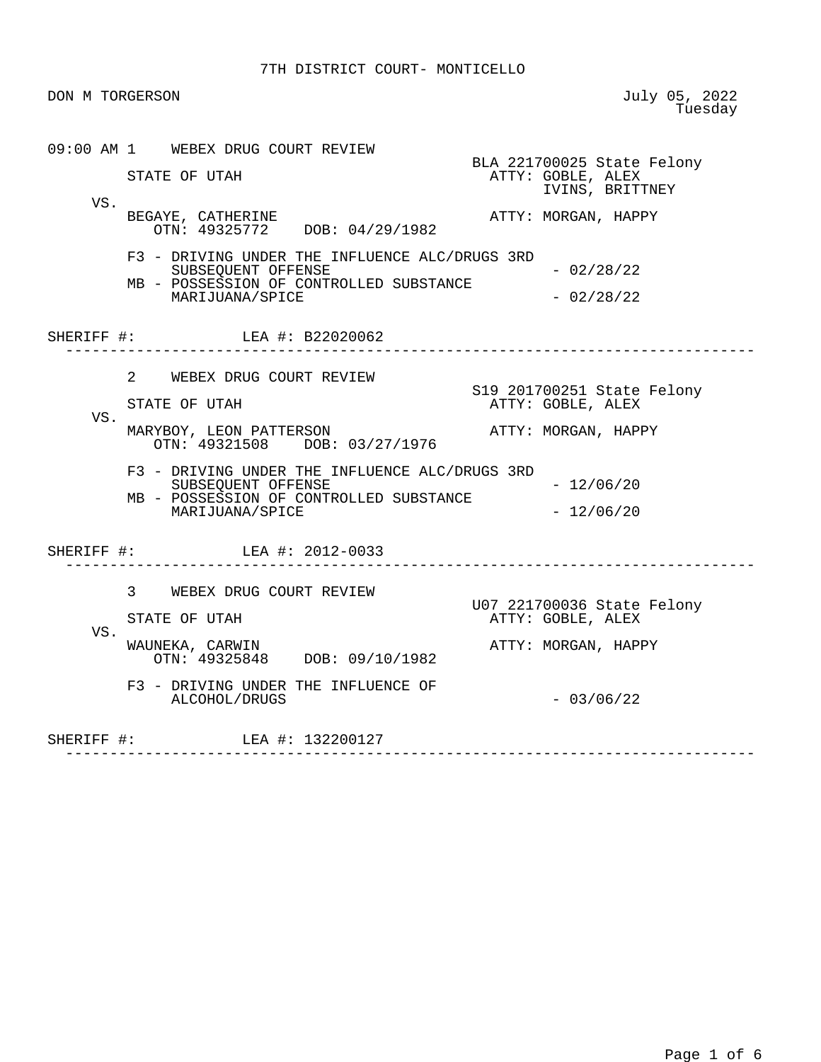# 7TH DISTRICT COURT- MONTICELLO

DON M TORGERSON

July 05, 2022
Tuesday

---

09:00 AM 1 WEBEX DRUG COURT REVIEW

BLA 221700025 State Felony

STATE OF UTAH — ATTY: GOBLE, ALEX; IVINS, BRITTNEY

VS.

BEGAYE, CATHERINE — ATTY: MORGAN, HAPPY
OTN: 49325772 DOB: 04/29/1982

- F3 - DRIVING UNDER THE INFLUENCE ALC/DRUGS 3RD SUBSEQUENT OFFENSE - 02/28/22
- MB - POSSESSION OF CONTROLLED SUBSTANCE MARIJUANA/SPICE - 02/28/22

SHERIFF #: LEA #: B22020062

---

2 WEBEX DRUG COURT REVIEW

S19 201700251 State Felony

STATE OF UTAH — ATTY: GOBLE, ALEX

VS.

MARYBOY, LEON PATTERSON — ATTY: MORGAN, HAPPY
OTN: 49321508 DOB: 03/27/1976

- F3 - DRIVING UNDER THE INFLUENCE ALC/DRUGS 3RD SUBSEQUENT OFFENSE - 12/06/20
- MB - POSSESSION OF CONTROLLED SUBSTANCE MARIJUANA/SPICE - 12/06/20

SHERIFF #: LEA #: 2012-0033

---

3 WEBEX DRUG COURT REVIEW

U07 221700036 State Felony

STATE OF UTAH — ATTY: GOBLE, ALEX

VS.

WAUNEKA, CARWIN — ATTY: MORGAN, HAPPY
OTN: 49325848 DOB: 09/10/1982

- F3 - DRIVING UNDER THE INFLUENCE OF ALCOHOL/DRUGS - 03/06/22

SHERIFF #: LEA #: 132200127

---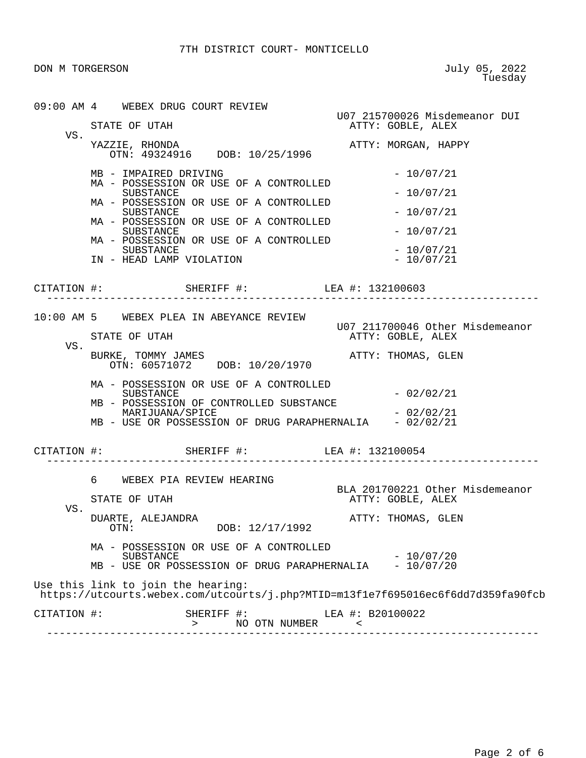7TH DISTRICT COURT- MONTICELLO

DON M TORGERSON

July 05, 2022
Tuesday

---

**09:00 AM 4 WEBEX DRUG COURT REVIEW**

U07 215700026 Misdemeanor DUI

STATE OF UTAH — ATTY: GOBLE, ALEX

VS.

YAZZIE, RHONDA — ATTY: MORGAN, HAPPY
OTN: 49324916 DOB: 10/25/1996

| Charge | Date |
|---|---|
| MB - IMPAIRED DRIVING | - 10/07/21 |
| MA - POSSESSION OR USE OF A CONTROLLED SUBSTANCE | - 10/07/21 |
| MA - POSSESSION OR USE OF A CONTROLLED SUBSTANCE | - 10/07/21 |
| MA - POSSESSION OR USE OF A CONTROLLED SUBSTANCE | - 10/07/21 |
| MA - POSSESSION OR USE OF A CONTROLLED SUBSTANCE | - 10/07/21 |
| IN - HEAD LAMP VIOLATION | - 10/07/21 |

CITATION #: SHERIFF #: LEA #: 132100603

---

**10:00 AM 5 WEBEX PLEA IN ABEYANCE REVIEW**

U07 211700046 Other Misdemeanor

STATE OF UTAH — ATTY: GOBLE, ALEX

VS.

BURKE, TOMMY JAMES — ATTY: THOMAS, GLEN
OTN: 60571072 DOB: 10/20/1970

| Charge | Date |
|---|---|
| MA - POSSESSION OR USE OF A CONTROLLED SUBSTANCE | - 02/02/21 |
| MB - POSSESSION OF CONTROLLED SUBSTANCE MARIJUANA/SPICE | - 02/02/21 |
| MB - USE OR POSSESSION OF DRUG PARAPHERNALIA | - 02/02/21 |

CITATION #: SHERIFF #: LEA #: 132100054

---

**6 WEBEX PIA REVIEW HEARING**

BLA 201700221 Other Misdemeanor

STATE OF UTAH — ATTY: GOBLE, ALEX

VS.

DUARTE, ALEJANDRA — ATTY: THOMAS, GLEN
OTN: DOB: 12/17/1992

| Charge | Date |
|---|---|
| MA - POSSESSION OR USE OF A CONTROLLED SUBSTANCE | - 10/07/20 |
| MB - USE OR POSSESSION OF DRUG PARAPHERNALIA | - 10/07/20 |

Use this link to join the hearing:
https://utcourts.webex.com/utcourts/j.php?MTID=m13f1e7f695016ec6f6dd7d359fa90fcb

CITATION #: SHERIFF #: LEA #: B20100022
> NO OTN NUMBER <

---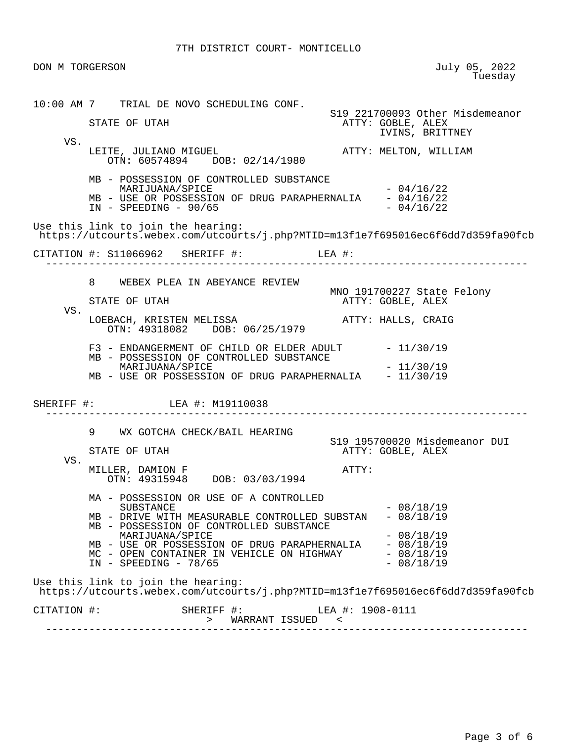7TH DISTRICT COURT- MONTICELLO

DON M TORGERSON

July 05, 2022
Tuesday

10:00 AM 7 TRIAL DE NOVO SCHEDULING CONF.

S19 221700093 Other Misdemeanor

STATE OF UTAH
ATTY: GOBLE, ALEX
IVINS, BRITTNEY

VS.

LEITE, JULIANO MIGUEL
ATTY: MELTON, WILLIAM
OTN: 60574894 DOB: 02/14/1980

MB - POSSESSION OF CONTROLLED SUBSTANCE MARIJUANA/SPICE - 04/16/22
MB - USE OR POSSESSION OF DRUG PARAPHERNALIA - 04/16/22
IN - SPEEDING - 90/65 - 04/16/22

Use this link to join the hearing:
https://utcourts.webex.com/utcourts/j.php?MTID=m13f1e7f695016ec6f6dd7d359fa90fcb

CITATION #: S11066962 SHERIFF #: LEA #:

---

8 WEBEX PLEA IN ABEYANCE REVIEW

MNO 191700227 State Felony

STATE OF UTAH
ATTY: GOBLE, ALEX

VS.

LOEBACH, KRISTEN MELISSA
ATTY: HALLS, CRAIG
OTN: 49318082 DOB: 06/25/1979

F3 - ENDANGERMENT OF CHILD OR ELDER ADULT - 11/30/19
MB - POSSESSION OF CONTROLLED SUBSTANCE MARIJUANA/SPICE - 11/30/19
MB - USE OR POSSESSION OF DRUG PARAPHERNALIA - 11/30/19

SHERIFF #: LEA #: M19110038

---

9 WX GOTCHA CHECK/BAIL HEARING

S19 195700020 Misdemeanor DUI

STATE OF UTAH
ATTY: GOBLE, ALEX

VS.

MILLER, DAMION F
ATTY:
OTN: 49315948 DOB: 03/03/1994

MA - POSSESSION OR USE OF A CONTROLLED SUBSTANCE - 08/18/19
MB - DRIVE WITH MEASURABLE CONTROLLED SUBSTAN - 08/18/19
MB - POSSESSION OF CONTROLLED SUBSTANCE MARIJUANA/SPICE - 08/18/19
MB - USE OR POSSESSION OF DRUG PARAPHERNALIA - 08/18/19
MC - OPEN CONTAINER IN VEHICLE ON HIGHWAY - 08/18/19
IN - SPEEDING - 78/65 - 08/18/19

Use this link to join the hearing:
https://utcourts.webex.com/utcourts/j.php?MTID=m13f1e7f695016ec6f6dd7d359fa90fcb

CITATION #: SHERIFF #: LEA #: 1908-0111

> WARRANT ISSUED <

---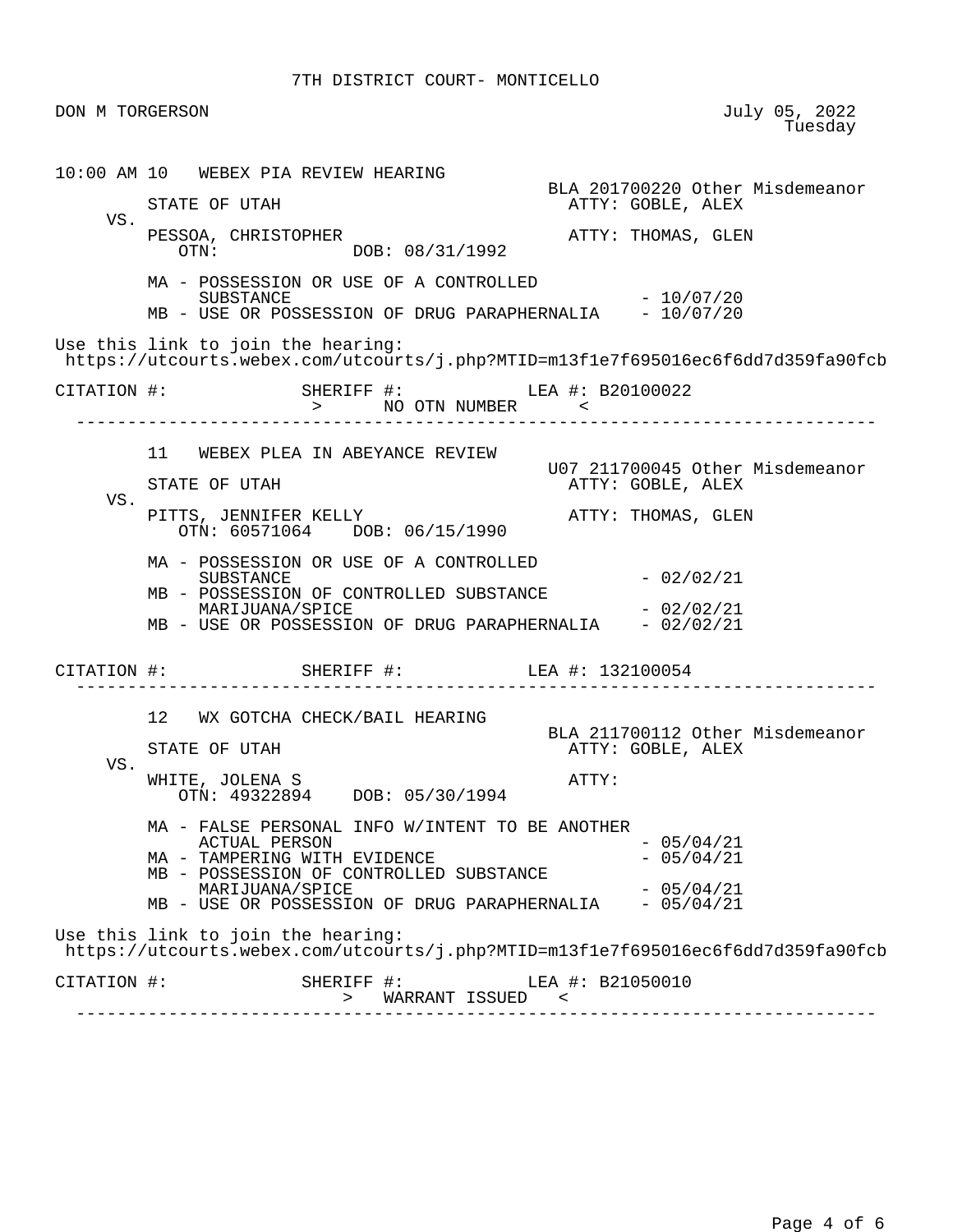7TH DISTRICT COURT- MONTICELLO

DON M TORGERSON

July 05, 2022
Tuesday

---

10:00 AM 10 WEBEX PIA REVIEW HEARING

BLA 201700220 Other Misdemeanor

STATE OF UTAH — ATTY: GOBLE, ALEX

VS.

PESSOA, CHRISTOPHER — ATTY: THOMAS, GLEN
OTN: DOB: 08/31/1992

- MA - POSSESSION OR USE OF A CONTROLLED SUBSTANCE - 10/07/20
- MB - USE OR POSSESSION OF DRUG PARAPHERNALIA - 10/07/20

Use this link to join the hearing:
https://utcourts.webex.com/utcourts/j.php?MTID=m13f1e7f695016ec6f6dd7d359fa90fcb

CITATION #: SHERIFF #: LEA #: B20100022
> NO OTN NUMBER <

---

11 WEBEX PLEA IN ABEYANCE REVIEW

U07 211700045 Other Misdemeanor

STATE OF UTAH — ATTY: GOBLE, ALEX

VS.

PITTS, JENNIFER KELLY — ATTY: THOMAS, GLEN
OTN: 60571064 DOB: 06/15/1990

- MA - POSSESSION OR USE OF A CONTROLLED SUBSTANCE - 02/02/21
- MB - POSSESSION OF CONTROLLED SUBSTANCE MARIJUANA/SPICE - 02/02/21
- MB - USE OR POSSESSION OF DRUG PARAPHERNALIA - 02/02/21

CITATION #: SHERIFF #: LEA #: 132100054

---

12 WX GOTCHA CHECK/BAIL HEARING

BLA 211700112 Other Misdemeanor

STATE OF UTAH — ATTY: GOBLE, ALEX

VS.

WHITE, JOLENA S — ATTY:
OTN: 49322894 DOB: 05/30/1994

- MA - FALSE PERSONAL INFO W/INTENT TO BE ANOTHER ACTUAL PERSON - 05/04/21
- MA - TAMPERING WITH EVIDENCE - 05/04/21
- MB - POSSESSION OF CONTROLLED SUBSTANCE MARIJUANA/SPICE - 05/04/21
- MB - USE OR POSSESSION OF DRUG PARAPHERNALIA - 05/04/21

Use this link to join the hearing:
https://utcourts.webex.com/utcourts/j.php?MTID=m13f1e7f695016ec6f6dd7d359fa90fcb

CITATION #: SHERIFF #: LEA #: B21050010
> WARRANT ISSUED <

---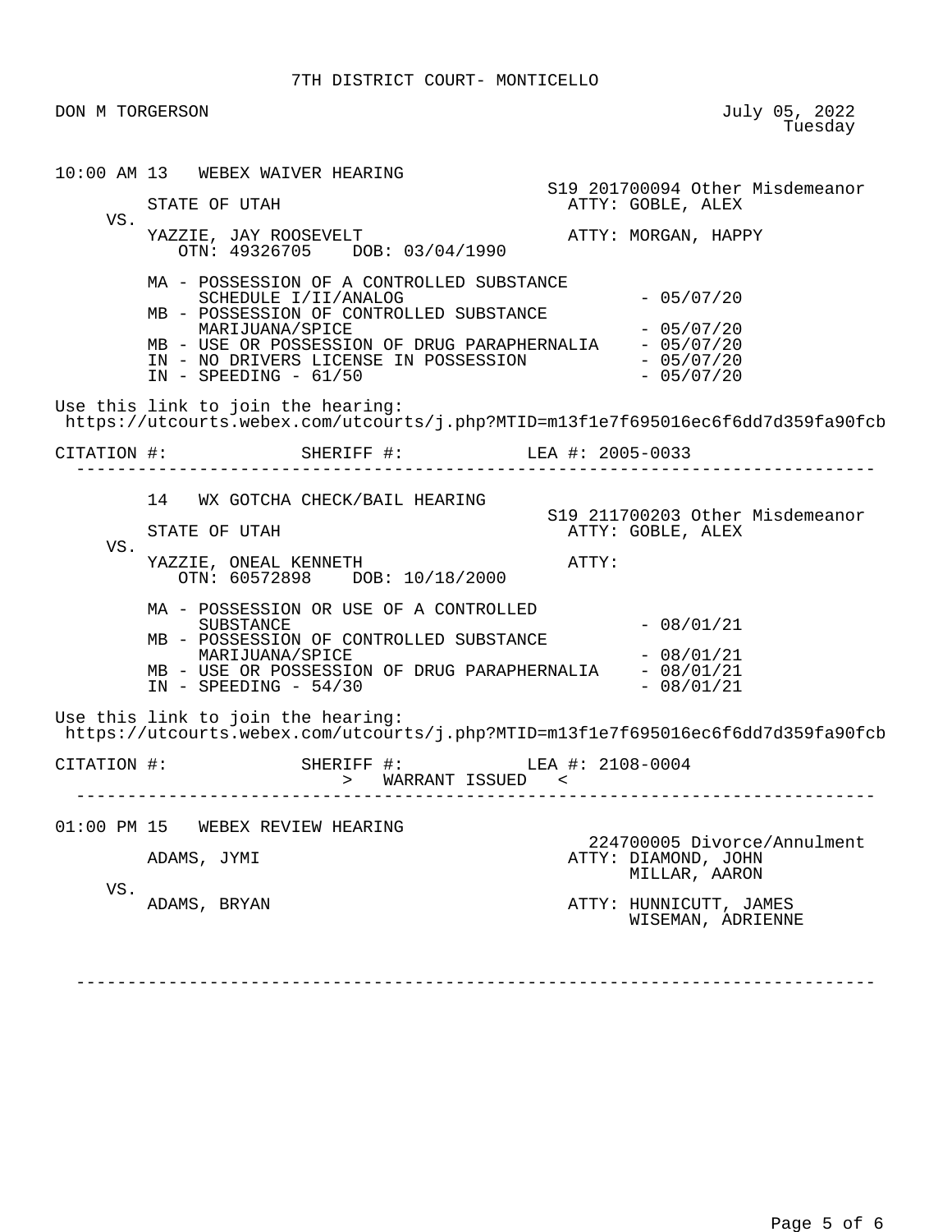7TH DISTRICT COURT- MONTICELLO

DON M TORGERSON

July 05, 2022
Tuesday

---

**10:00 AM 13 WEBEX WAIVER HEARING**

S19 201700094 Other Misdemeanor

STATE OF UTAH — ATTY: GOBLE, ALEX

VS.

YAZZIE, JAY ROOSEVELT — ATTY: MORGAN, HAPPY
OTN: 49326705 DOB: 03/04/1990

- MA - POSSESSION OF A CONTROLLED SUBSTANCE SCHEDULE I/II/ANALOG - 05/07/20
- MB - POSSESSION OF CONTROLLED SUBSTANCE MARIJUANA/SPICE - 05/07/20
- MB - USE OR POSSESSION OF DRUG PARAPHERNALIA - 05/07/20
- IN - NO DRIVERS LICENSE IN POSSESSION - 05/07/20
- IN - SPEEDING - 61/50 - 05/07/20

Use this link to join the hearing:
https://utcourts.webex.com/utcourts/j.php?MTID=m13f1e7f695016ec6f6dd7d359fa90fcb

CITATION #: SHERIFF #: LEA #: 2005-0033

---

**14 WX GOTCHA CHECK/BAIL HEARING**

S19 211700203 Other Misdemeanor

STATE OF UTAH — ATTY: GOBLE, ALEX

VS.

YAZZIE, ONEAL KENNETH — ATTY:
OTN: 60572898 DOB: 10/18/2000

- MA - POSSESSION OR USE OF A CONTROLLED SUBSTANCE - 08/01/21
- MB - POSSESSION OF CONTROLLED SUBSTANCE MARIJUANA/SPICE - 08/01/21
- MB - USE OR POSSESSION OF DRUG PARAPHERNALIA - 08/01/21
- IN - SPEEDING - 54/30 - 08/01/21

Use this link to join the hearing:
https://utcourts.webex.com/utcourts/j.php?MTID=m13f1e7f695016ec6f6dd7d359fa90fcb

CITATION #: SHERIFF #: LEA #: 2108-0004
> WARRANT ISSUED <

---

**01:00 PM 15 WEBEX REVIEW HEARING**

224700005 Divorce/Annulment

ADAMS, JYMI — ATTY: DIAMOND, JOHN; MILLAR, AARON

VS.

ADAMS, BRYAN — ATTY: HUNNICUTT, JAMES; WISEMAN, ADRIENNE

---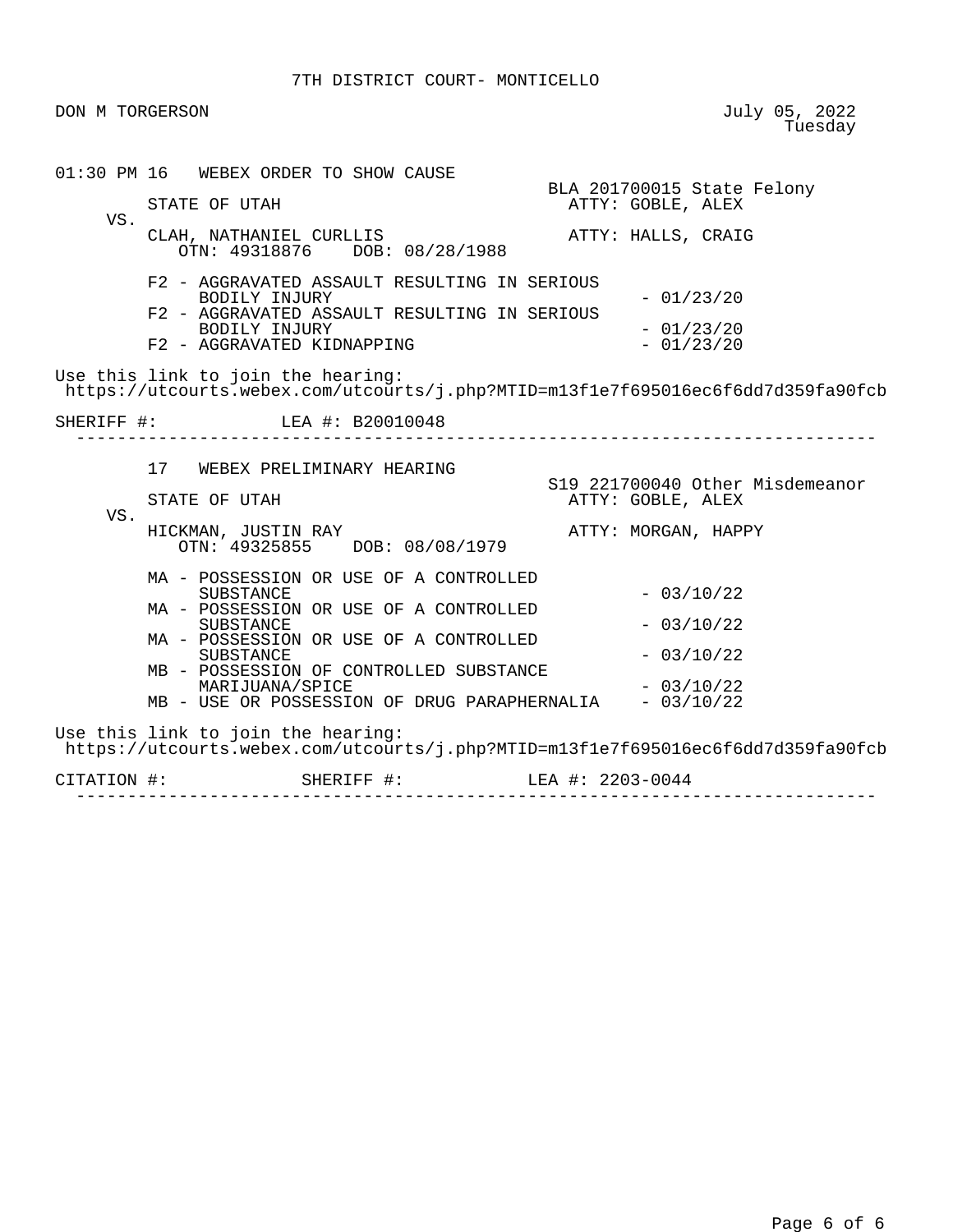7TH DISTRICT COURT- MONTICELLO

DON M TORGERSON

July 05, 2022
Tuesday

01:30 PM 16 WEBEX ORDER TO SHOW CAUSE

BLA 201700015 State Felony

STATE OF UTAH — ATTY: GOBLE, ALEX

VS.

CLAH, NATHANIEL CURLLIS — ATTY: HALLS, CRAIG
OTN: 49318876 DOB: 08/28/1988

- F2 - AGGRAVATED ASSAULT RESULTING IN SERIOUS BODILY INJURY - 01/23/20
- F2 - AGGRAVATED ASSAULT RESULTING IN SERIOUS BODILY INJURY - 01/23/20
- F2 - AGGRAVATED KIDNAPPING - 01/23/20

Use this link to join the hearing:
https://utcourts.webex.com/utcourts/j.php?MTID=m13f1e7f695016ec6f6dd7d359fa90fcb

SHERIFF #: LEA #: B20010048

---

17 WEBEX PRELIMINARY HEARING

S19 221700040 Other Misdemeanor

STATE OF UTAH — ATTY: GOBLE, ALEX

VS.

HICKMAN, JUSTIN RAY — ATTY: MORGAN, HAPPY
OTN: 49325855 DOB: 08/08/1979

- MA - POSSESSION OR USE OF A CONTROLLED SUBSTANCE - 03/10/22
- MA - POSSESSION OR USE OF A CONTROLLED SUBSTANCE - 03/10/22
- MA - POSSESSION OR USE OF A CONTROLLED SUBSTANCE - 03/10/22
- MB - POSSESSION OF CONTROLLED SUBSTANCE MARIJUANA/SPICE - 03/10/22
- MB - USE OR POSSESSION OF DRUG PARAPHERNALIA - 03/10/22

Use this link to join the hearing:
https://utcourts.webex.com/utcourts/j.php?MTID=m13f1e7f695016ec6f6dd7d359fa90fcb

CITATION #: SHERIFF #: LEA #: 2203-0044

---